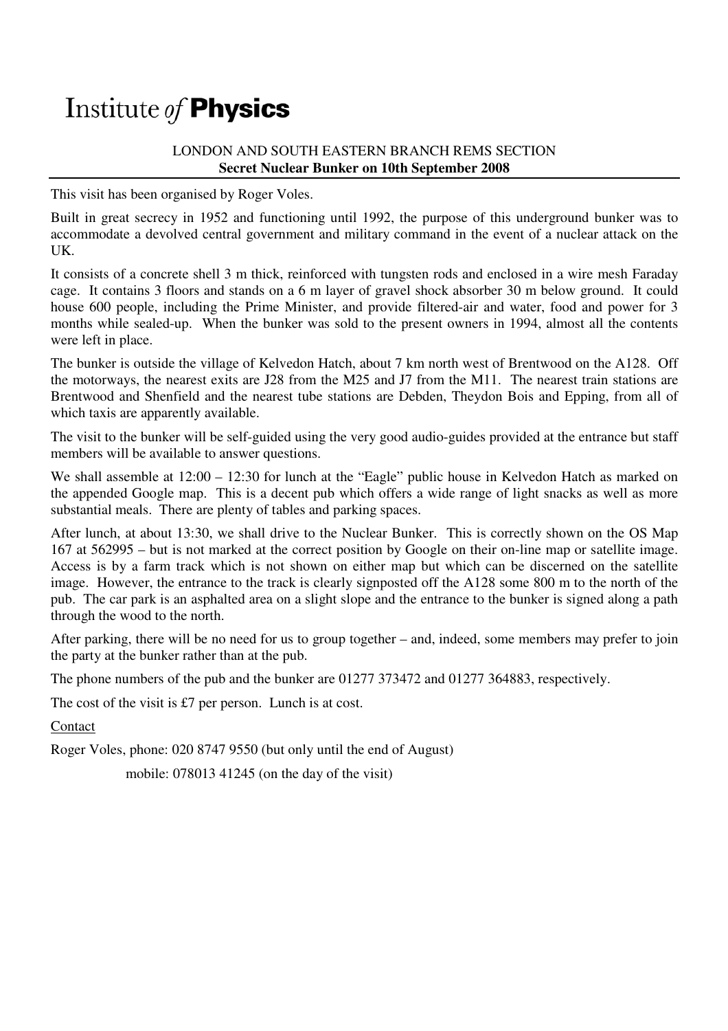# Institute *of* **Physics**

LONDON AND SOUTH EASTERN BRANCH REMS SECTION

**Secret Nuclear Bunker on 10th September 2008**

This visit has been organised by Roger Voles.

Built in great secrecy in 1952 and functioning until 1992, the purpose of this underground bunker was to accommodate a devolved central government and military command in the event of a nuclear attack on the UK.

It consists of a concrete shell 3 m thick, reinforced with tungsten rods and enclosed in a wire mesh Faraday cage. It contains 3 floors and stands on a 6 m layer of gravel shock absorber 30 m below ground. It could house 600 people, including the Prime Minister, and provide filtered-air and water, food and power for 3 months while sealed-up. When the bunker was sold to the present owners in 1994, almost all the contents were left in place.

The bunker is outside the village of Kelvedon Hatch, about 7 km north west of Brentwood on the A128. Off the motorways, the nearest exits are J28 from the M25 and J7 from the M11. The nearest train stations are Brentwood and Shenfield and the nearest tube stations are Debden, Theydon Bois and Epping, from all of which taxis are apparently available.

The visit to the bunker will be self-guided using the very good audio-guides provided at the entrance but staff members will be available to answer questions.

We shall assemble at 12:00 – 12:30 for lunch at the "Eagle" public house in Kelvedon Hatch as marked on the appended Google map. This is a decent pub which offers a wide range of light snacks as well as more substantial meals. There are plenty of tables and parking spaces.

After lunch, at about 13:30, we shall drive to the Nuclear Bunker. This is correctly shown on the OS Map 167 at 562995 – but is not marked at the correct position by Google on their on-line map or satellite image. Access is by a farm track which is not shown on either map but which can be discerned on the satellite image. However, the entrance to the track is clearly signposted off the A128 some 800 m to the north of the pub. The car park is an asphalted area on a slight slope and the entrance to the bunker is signed along a path through the wood to the north.

After parking, there will be no need for us to group together – and, indeed, some members may prefer to join the party at the bunker rather than at the pub.

The phone numbers of the pub and the bunker are 01277 373472 and 01277 364883, respectively.

The cost of the visit is £7 per person. Lunch is at cost.

Contact

Roger Voles, phone: 020 8747 9550 (but only until the end of August)

mobile: 078013 41245 (on the day of the visit)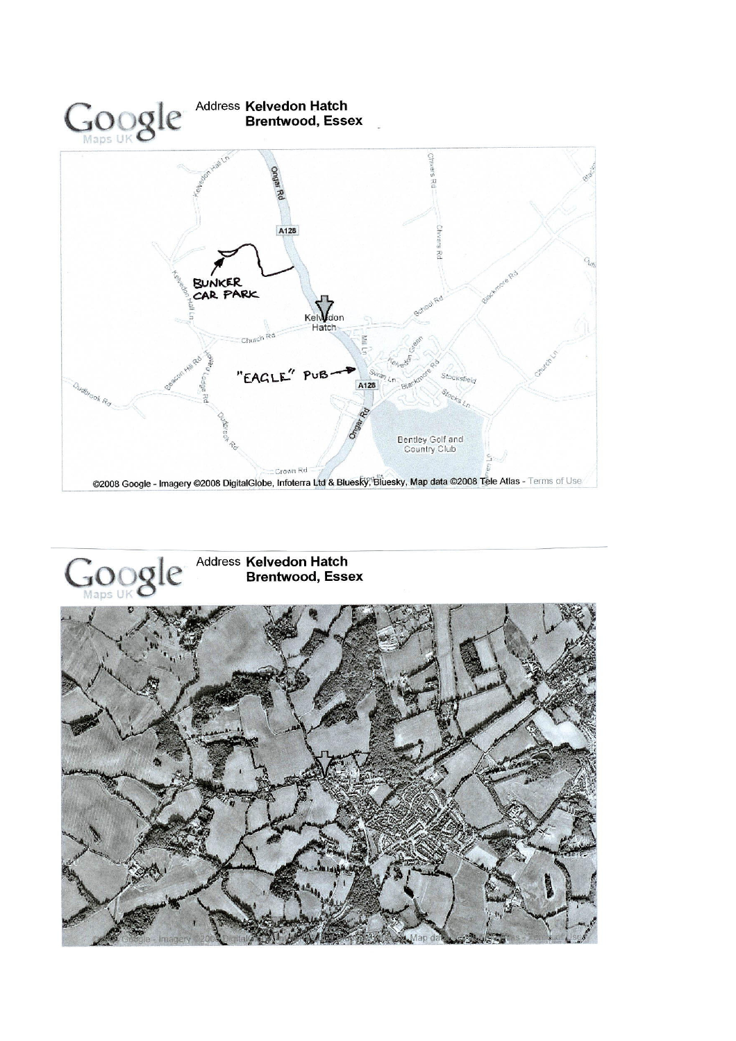Google Maps UK

Address **Kelvedon Hatch**
**Brentwood, Essex**

Kelvedon Hall Ln
Ongar Rd
A128
BUNKER CAR PARK
Kelvedon Hatch
Church Rd
Mill Ln
School Rd
Blackmore Rd
Chivers Rd
"EAGLE" PUB
Swan Ln
Kelvedon Green
Blackmore Rd
Stocksfield
Stocks Ln
Beacon Hill Rd
Dudbrook Rd
Crown Rd
Church Ln
Bentley Golf and Country Club

©2008 Google - Imagery ©2008 DigitalGlobe, Infoterra Ltd & Bluesky, Bluesky, Map data ©2008 Tele Atlas - Terms of Use

Google Maps UK

Address **Kelvedon Hatch**
**Brentwood, Essex**